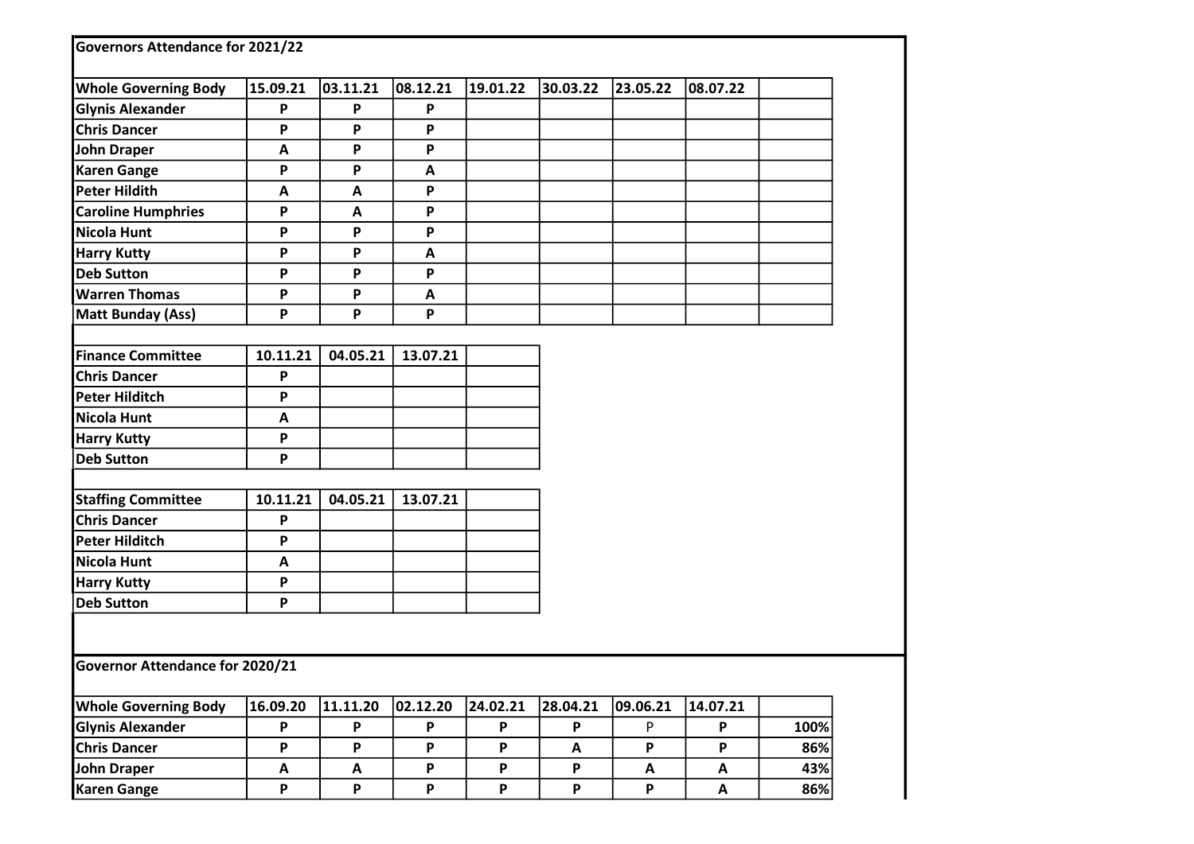## Governors Attendance for 2021/22

| Whole Governing Body | 15.09.21 | 03.11.21 | 08.12.21 | 19.01.22 | 30.03.22 | 23.05.22 | 08.07.22 | |
|---|---|---|---|---|---|---|---|---|
| Glynis Alexander | P | P | P | | | | | |
| Chris Dancer | P | P | P | | | | | |
| John Draper | A | P | P | | | | | |
| Karen Gange | P | P | A | | | | | |
| Peter Hildith | A | A | P | | | | | |
| Caroline Humphries | P | A | P | | | | | |
| Nicola Hunt | P | P | P | | | | | |
| Harry Kutty | P | P | A | | | | | |
| Deb Sutton | P | P | P | | | | | |
| Warren Thomas | P | P | A | | | | | |
| Matt Bunday (Ass) | P | P | P | | | | | |

| Finance Committee | 10.11.21 | 04.05.21 | 13.07.21 | |
|---|---|---|---|---|
| Chris Dancer | P | | | |
| Peter Hilditch | P | | | |
| Nicola Hunt | A | | | |
| Harry Kutty | P | | | |
| Deb Sutton | P | | | |

| Staffing Committee | 10.11.21 | 04.05.21 | 13.07.21 | |
|---|---|---|---|---|
| Chris Dancer | P | | | |
| Peter Hilditch | P | | | |
| Nicola Hunt | A | | | |
| Harry Kutty | P | | | |
| Deb Sutton | P | | | |

## Governor Attendance for 2020/21

| Whole Governing Body | 16.09.20 | 11.11.20 | 02.12.20 | 24.02.21 | 28.04.21 | 09.06.21 | 14.07.21 | |
|---|---|---|---|---|---|---|---|---|
| Glynis Alexander | P | P | P | P | P | P | P | 100% |
| Chris Dancer | P | P | P | P | A | P | P | 86% |
| John Draper | A | A | P | P | P | A | A | 43% |
| Karen Gange | P | P | P | P | P | P | A | 86% |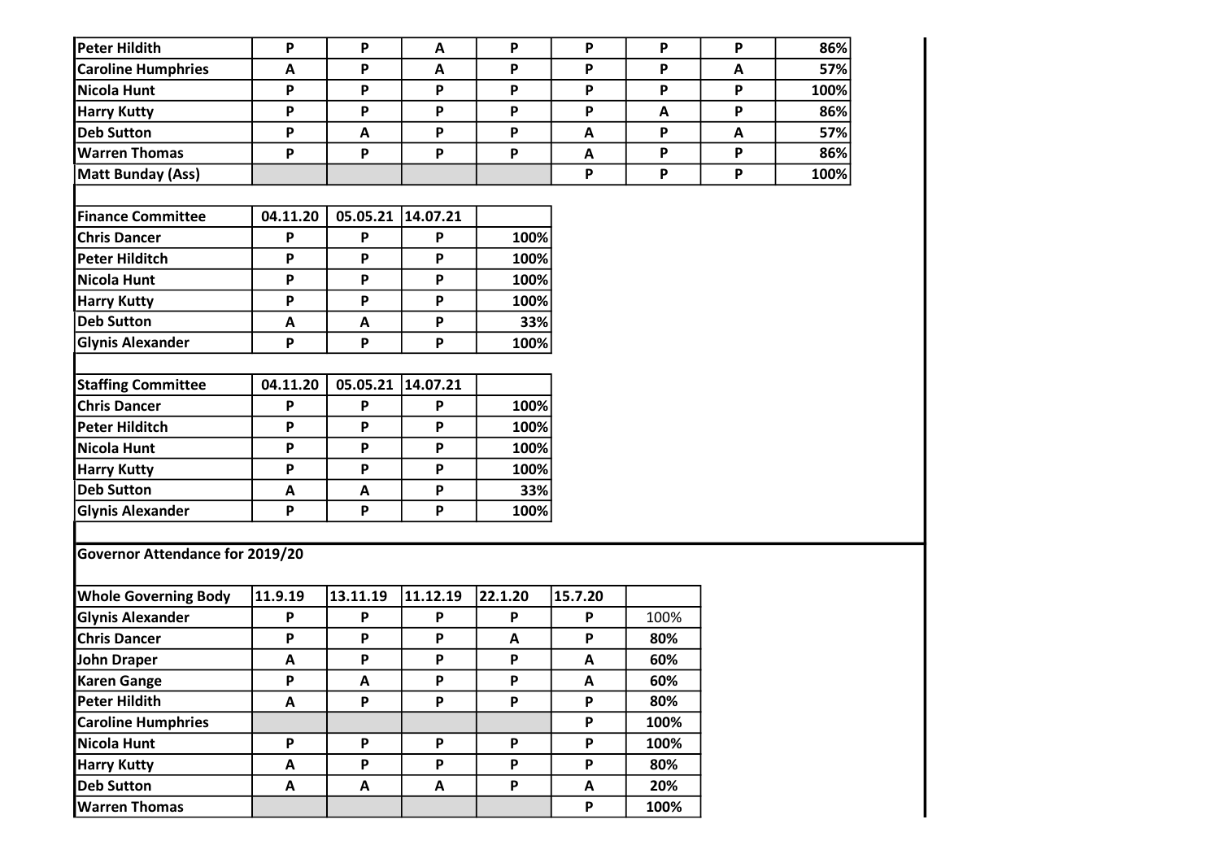| | | | | | | | | |
|---|---|---|---|---|---|---|---|---|
| Peter Hildith | P | P | A | P | P | P | P | 86% |
| Caroline Humphries | A | P | A | P | P | P | A | 57% |
| Nicola Hunt | P | P | P | P | P | P | P | 100% |
| Harry Kutty | P | P | P | P | P | A | P | 86% |
| Deb Sutton | P | A | P | P | A | P | A | 57% |
| Warren Thomas | P | P | P | P | A | P | P | 86% |
| Matt Bunday (Ass) | | | | | P | P | P | 100% |

| Finance Committee | 04.11.20 | 05.05.21 | 14.07.21 | |
|---|---|---|---|---|
| Chris Dancer | P | P | P | 100% |
| Peter Hilditch | P | P | P | 100% |
| Nicola Hunt | P | P | P | 100% |
| Harry Kutty | P | P | P | 100% |
| Deb Sutton | A | A | P | 33% |
| Glynis Alexander | P | P | P | 100% |

| Staffing Committee | 04.11.20 | 05.05.21 | 14.07.21 | |
|---|---|---|---|---|
| Chris Dancer | P | P | P | 100% |
| Peter Hilditch | P | P | P | 100% |
| Nicola Hunt | P | P | P | 100% |
| Harry Kutty | P | P | P | 100% |
| Deb Sutton | A | A | P | 33% |
| Glynis Alexander | P | P | P | 100% |

**Governor Attendance for 2019/20**

| Whole Governing Body | 11.9.19 | 13.11.19 | 11.12.19 | 22.1.20 | 15.7.20 | |
|---|---|---|---|---|---|---|
| Glynis Alexander | P | P | P | P | P | 100% |
| Chris Dancer | P | P | P | A | P | 80% |
| John Draper | A | P | P | P | A | 60% |
| Karen Gange | P | A | P | P | A | 60% |
| Peter Hildith | A | P | P | P | P | 80% |
| Caroline Humphries | | | | | P | 100% |
| Nicola Hunt | P | P | P | P | P | 100% |
| Harry Kutty | A | P | P | P | P | 80% |
| Deb Sutton | A | A | A | P | A | 20% |
| Warren Thomas | | | | | P | 100% |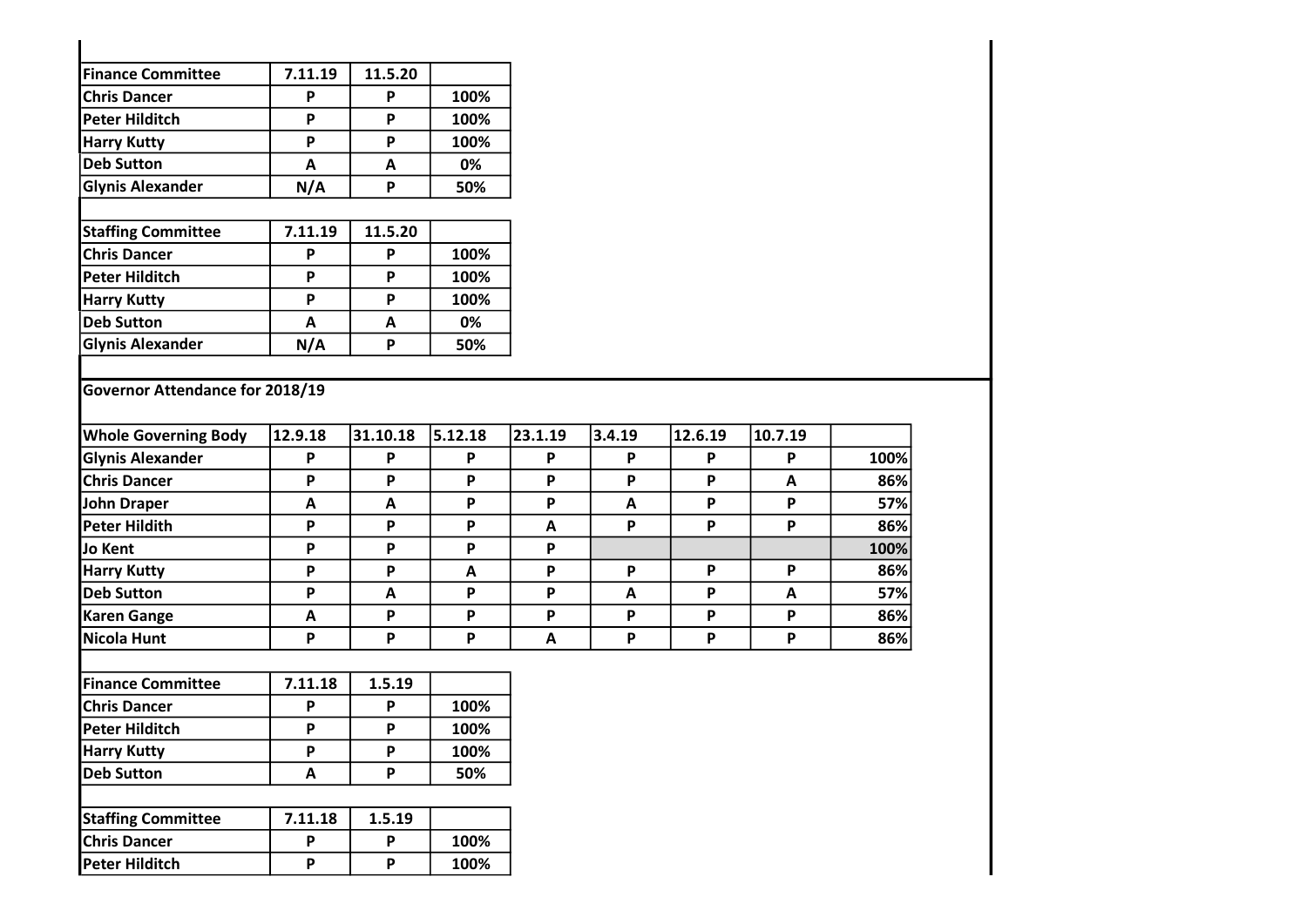| Finance Committee | 7.11.19 | 11.5.20 | |
|---|---|---|---|
| Chris Dancer | P | P | 100% |
| Peter Hilditch | P | P | 100% |
| Harry Kutty | P | P | 100% |
| Deb Sutton | A | A | 0% |
| Glynis Alexander | N/A | P | 50% |

| Staffing Committee | 7.11.19 | 11.5.20 | |
|---|---|---|---|
| Chris Dancer | P | P | 100% |
| Peter Hilditch | P | P | 100% |
| Harry Kutty | P | P | 100% |
| Deb Sutton | A | A | 0% |
| Glynis Alexander | N/A | P | 50% |

**Governor Attendance for 2018/19**

| Whole Governing Body | 12.9.18 | 31.10.18 | 5.12.18 | 23.1.19 | 3.4.19 | 12.6.19 | 10.7.19 | |
|---|---|---|---|---|---|---|---|---|
| Glynis Alexander | P | P | P | P | P | P | P | 100% |
| Chris Dancer | P | P | P | P | P | P | A | 86% |
| John Draper | A | A | P | P | A | P | P | 57% |
| Peter Hildith | P | P | P | A | P | P | P | 86% |
| Jo Kent | P | P | P | P | | | | 100% |
| Harry Kutty | P | P | A | P | P | P | P | 86% |
| Deb Sutton | P | A | P | P | A | P | A | 57% |
| Karen Gange | A | P | P | P | P | P | P | 86% |
| Nicola Hunt | P | P | P | A | P | P | P | 86% |

| Finance Committee | 7.11.18 | 1.5.19 | |
|---|---|---|---|
| Chris Dancer | P | P | 100% |
| Peter Hilditch | P | P | 100% |
| Harry Kutty | P | P | 100% |
| Deb Sutton | A | P | 50% |

| Staffing Committee | 7.11.18 | 1.5.19 | |
|---|---|---|---|
| Chris Dancer | P | P | 100% |
| Peter Hilditch | P | P | 100% |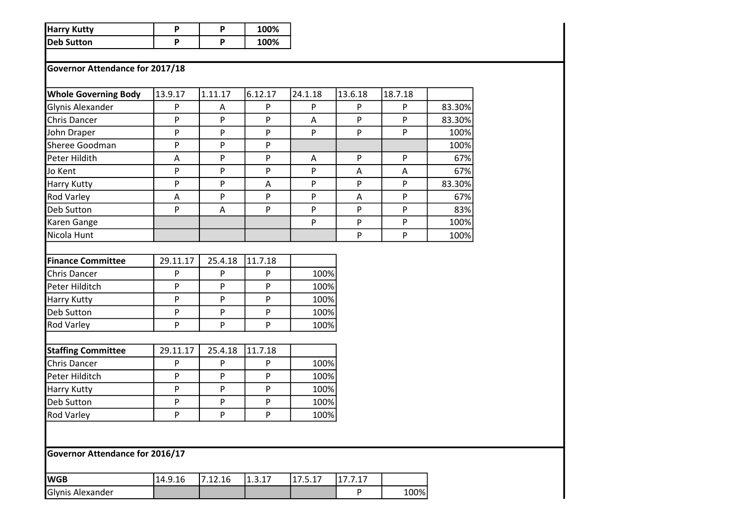| Harry Kutty | P | P | 100% |
| --- | --- | --- | --- |
| Deb Sutton | P | P | 100% |

**Governor Attendance for 2017/18**

| Whole Governing Body | 13.9.17 | 1.11.17 | 6.12.17 | 24.1.18 | 13.6.18 | 18.7.18 | |
| --- | --- | --- | --- | --- | --- | --- | --- |
| Glynis Alexander | P | A | P | P | P | P | 83.30% |
| Chris Dancer | P | P | P | A | P | P | 83.30% |
| John Draper | P | P | P | P | P | P | 100% |
| Sheree Goodman | P | P | P | | | | 100% |
| Peter Hildith | A | P | P | A | P | P | 67% |
| Jo Kent | P | P | P | P | A | A | 67% |
| Harry Kutty | P | P | A | P | P | P | 83.30% |
| Rod Varley | A | P | P | P | A | P | 67% |
| Deb Sutton | P | A | P | P | P | P | 83% |
| Karen Gange | | | | P | P | P | 100% |
| Nicola Hunt | | | | | P | P | 100% |

| Finance Committee | 29.11.17 | 25.4.18 | 11.7.18 | |
| --- | --- | --- | --- | --- |
| Chris Dancer | P | P | P | 100% |
| Peter Hilditch | P | P | P | 100% |
| Harry Kutty | P | P | P | 100% |
| Deb Sutton | P | P | P | 100% |
| Rod Varley | P | P | P | 100% |

| Staffing Committee | 29.11.17 | 25.4.18 | 11.7.18 | |
| --- | --- | --- | --- | --- |
| Chris Dancer | P | P | P | 100% |
| Peter Hilditch | P | P | P | 100% |
| Harry Kutty | P | P | P | 100% |
| Deb Sutton | P | P | P | 100% |
| Rod Varley | P | P | P | 100% |

**Governor Attendance for 2016/17**

| WGB | 14.9.16 | 7.12.16 | 1.3.17 | 17.5.17 | 17.7.17 | |
| --- | --- | --- | --- | --- | --- | --- |
| Glynis Alexander | | | | | P | 100% |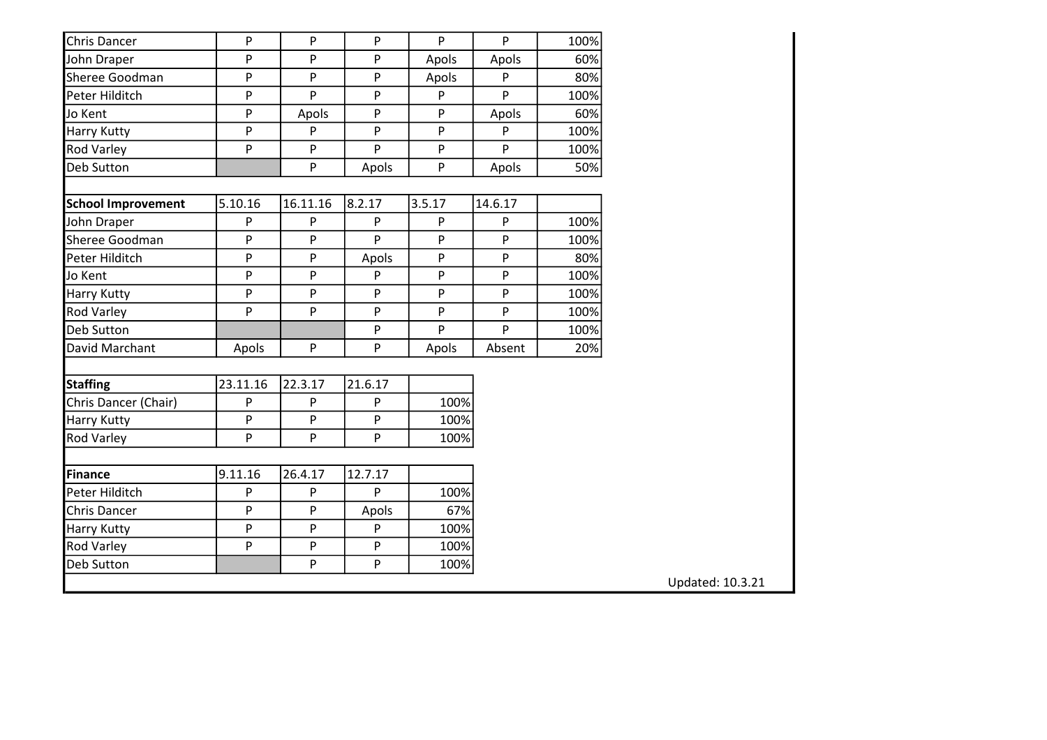| | | | | | | |
|---|---|---|---|---|---|---|
| Chris Dancer | P | P | P | P | P | 100% |
| John Draper | P | P | P | Apols | Apols | 60% |
| Sheree Goodman | P | P | P | Apols | P | 80% |
| Peter Hilditch | P | P | P | P | P | 100% |
| Jo Kent | P | Apols | P | P | Apols | 60% |
| Harry Kutty | P | P | P | P | P | 100% |
| Rod Varley | P | P | P | P | P | 100% |
| Deb Sutton | | P | Apols | P | Apols | 50% |

| **School Improvement** | 5.10.16 | 16.11.16 | 8.2.17 | 3.5.17 | 14.6.17 | |
|---|---|---|---|---|---|---|
| John Draper | P | P | P | P | P | 100% |
| Sheree Goodman | P | P | P | P | P | 100% |
| Peter Hilditch | P | P | Apols | P | P | 80% |
| Jo Kent | P | P | P | P | P | 100% |
| Harry Kutty | P | P | P | P | P | 100% |
| Rod Varley | P | P | P | P | P | 100% |
| Deb Sutton | | | P | P | P | 100% |
| David Marchant | Apols | P | P | Apols | Absent | 20% |

| **Staffing** | 23.11.16 | 22.3.17 | 21.6.17 | |
|---|---|---|---|---|
| Chris Dancer (Chair) | P | P | P | 100% |
| Harry Kutty | P | P | P | 100% |
| Rod Varley | P | P | P | 100% |

| **Finance** | 9.11.16 | 26.4.17 | 12.7.17 | |
|---|---|---|---|---|
| Peter Hilditch | P | P | P | 100% |
| Chris Dancer | P | P | Apols | 67% |
| Harry Kutty | P | P | P | 100% |
| Rod Varley | P | P | P | 100% |
| Deb Sutton | | P | P | 100% |

Updated: 10.3.21